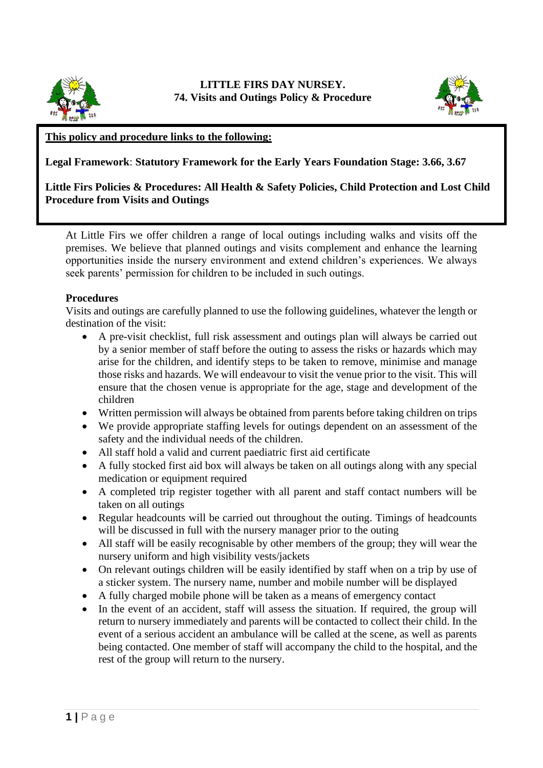# LITTLE FIRS DAY NURSEY.

## 74. Visits and Outings Policy & Procedure

**<u>This policy and procedure links to the following:</u>**

**Legal Framework**: **Statutory Framework for the Early Years Foundation Stage: 3.66, 3.67**

**Little Firs Policies & Procedures: All Health & Safety Policies, Child Protection and Lost Child Procedure from Visits and Outings**

At Little Firs we offer children a range of local outings including walks and visits off the premises. We believe that planned outings and visits complement and enhance the learning opportunities inside the nursery environment and extend children's experiences. We always seek parents' permission for children to be included in such outings.

### Procedures

Visits and outings are carefully planned to use the following guidelines, whatever the length or destination of the visit:

- A pre-visit checklist, full risk assessment and outings plan will always be carried out by a senior member of staff before the outing to assess the risks or hazards which may arise for the children, and identify steps to be taken to remove, minimise and manage those risks and hazards. We will endeavour to visit the venue prior to the visit. This will ensure that the chosen venue is appropriate for the age, stage and development of the children
- Written permission will always be obtained from parents before taking children on trips
- We provide appropriate staffing levels for outings dependent on an assessment of the safety and the individual needs of the children.
- All staff hold a valid and current paediatric first aid certificate
- A fully stocked first aid box will always be taken on all outings along with any special medication or equipment required
- A completed trip register together with all parent and staff contact numbers will be taken on all outings
- Regular headcounts will be carried out throughout the outing. Timings of headcounts will be discussed in full with the nursery manager prior to the outing
- All staff will be easily recognisable by other members of the group; they will wear the nursery uniform and high visibility vests/jackets
- On relevant outings children will be easily identified by staff when on a trip by use of a sticker system. The nursery name, number and mobile number will be displayed
- A fully charged mobile phone will be taken as a means of emergency contact
- In the event of an accident, staff will assess the situation. If required, the group will return to nursery immediately and parents will be contacted to collect their child. In the event of a serious accident an ambulance will be called at the scene, as well as parents being contacted. One member of staff will accompany the child to the hospital, and the rest of the group will return to the nursery.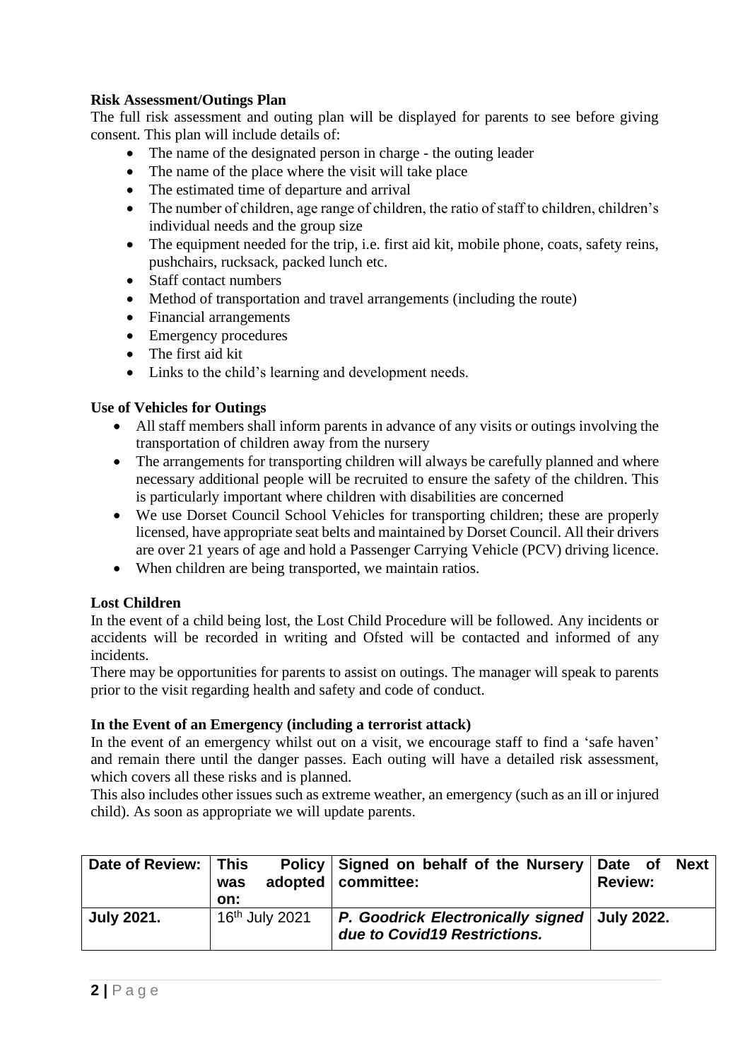**Risk Assessment/Outings Plan**

The full risk assessment and outing plan will be displayed for parents to see before giving consent. This plan will include details of:

- The name of the designated person in charge - the outing leader
- The name of the place where the visit will take place
- The estimated time of departure and arrival
- The number of children, age range of children, the ratio of staff to children, children's individual needs and the group size
- The equipment needed for the trip, i.e. first aid kit, mobile phone, coats, safety reins, pushchairs, rucksack, packed lunch etc.
- Staff contact numbers
- Method of transportation and travel arrangements (including the route)
- Financial arrangements
- Emergency procedures
- The first aid kit
- Links to the child's learning and development needs.

**Use of Vehicles for Outings**

- All staff members shall inform parents in advance of any visits or outings involving the transportation of children away from the nursery
- The arrangements for transporting children will always be carefully planned and where necessary additional people will be recruited to ensure the safety of the children. This is particularly important where children with disabilities are concerned
- We use Dorset Council School Vehicles for transporting children; these are properly licensed, have appropriate seat belts and maintained by Dorset Council. All their drivers are over 21 years of age and hold a Passenger Carrying Vehicle (PCV) driving licence.
- When children are being transported, we maintain ratios.

**Lost Children**

In the event of a child being lost, the Lost Child Procedure will be followed. Any incidents or accidents will be recorded in writing and Ofsted will be contacted and informed of any incidents.

There may be opportunities for parents to assist on outings. The manager will speak to parents prior to the visit regarding health and safety and code of conduct.

**In the Event of an Emergency (including a terrorist attack)**

In the event of an emergency whilst out on a visit, we encourage staff to find a 'safe haven' and remain there until the danger passes. Each outing will have a detailed risk assessment, which covers all these risks and is planned.

This also includes other issues such as extreme weather, an emergency (such as an ill or injured child). As soon as appropriate we will update parents.

| Date of Review: | This Policy was adopted on: | Signed on behalf of the Nursery committee: | Date of Next Review: |
|---|---|---|---|
| **July 2021.** | 16th July 2021 | ***P. Goodrick Electronically signed due to Covid19 Restrictions.*** | **July 2022.** |